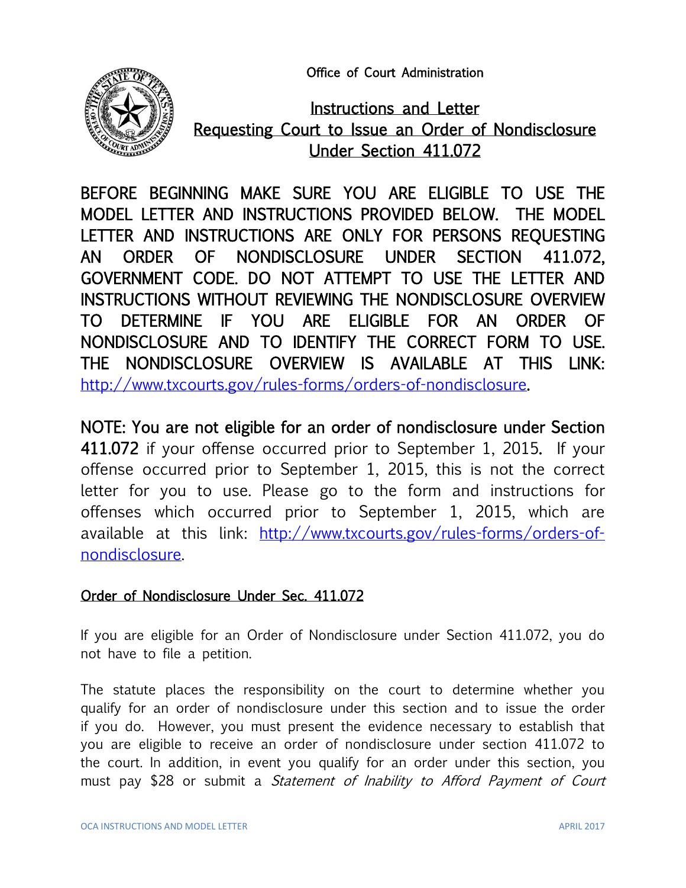Office of Court Administration

# Instructions and Letter Requesting Court to Issue an Order of Nondisclosure Under Section 411.072

**BEFORE BEGINNING MAKE SURE YOU ARE ELIGIBLE TO USE THE MODEL LETTER AND INSTRUCTIONS PROVIDED BELOW. THE MODEL LETTER AND INSTRUCTIONS ARE ONLY FOR PERSONS REQUESTING AN ORDER OF NONDISCLOSURE UNDER SECTION 411.072, GOVERNMENT CODE. DO NOT ATTEMPT TO USE THE LETTER AND INSTRUCTIONS WITHOUT REVIEWING THE NONDISCLOSURE OVERVIEW TO DETERMINE IF YOU ARE ELIGIBLE FOR AN ORDER OF NONDISCLOSURE AND TO IDENTIFY THE CORRECT FORM TO USE. THE NONDISCLOSURE OVERVIEW IS AVAILABLE AT THIS LINK: [http://www.txcourts.gov/rules-forms/orders-of-nondisclosure](http://www.txcourts.gov/rules-forms/orders-of-nondisclosure).**

**NOTE: You are not eligible for an order of nondisclosure under Section 411.072** if your offense occurred prior to September 1, 2015. If your offense occurred prior to September 1, 2015, this is not the correct letter for you to use. Please go to the form and instructions for offenses which occurred prior to September 1, 2015, which are available at this link: [http://www.txcourts.gov/rules-forms/orders-of-nondisclosure](http://www.txcourts.gov/rules-forms/orders-of-nondisclosure).

## Order of Nondisclosure Under Sec. 411.072

If you are eligible for an Order of Nondisclosure under Section 411.072, you do not have to file a petition.

The statute places the responsibility on the court to determine whether you qualify for an order of nondisclosure under this section and to issue the order if you do. However, you must present the evidence necessary to establish that you are eligible to receive an order of nondisclosure under section 411.072 to the court. In addition, in event you qualify for an order under this section, you must pay $28 or submit a *Statement of Inability to Afford Payment of Court*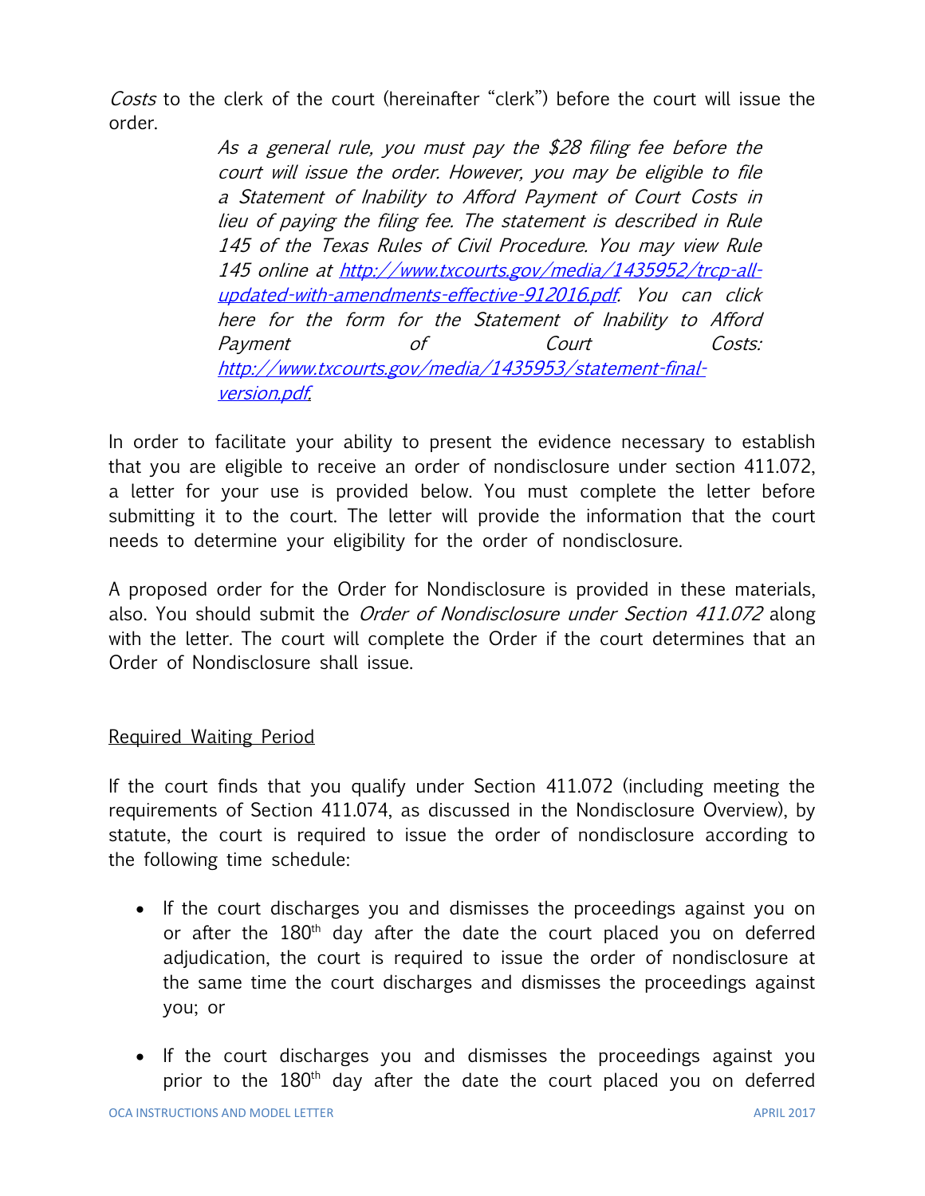*Costs* to the clerk of the court (hereinafter “clerk”) before the court will issue the order.

> *As a general rule, you must pay the $28 filing fee before the court will issue the order. However, you may be eligible to file a Statement of Inability to Afford Payment of Court Costs in lieu of paying the filing fee. The statement is described in Rule 145 of the Texas Rules of Civil Procedure. You may view Rule 145 online at [http://www.txcourts.gov/media/1435952/trcp-all-updated-with-amendments-effective-912016.pdf](http://www.txcourts.gov/media/1435952/trcp-all-updated-with-amendments-effective-912016.pdf). You can click here for the form for the Statement of Inability to Afford Payment of Court Costs: [http://www.txcourts.gov/media/1435953/statement-final-version.pdf](http://www.txcourts.gov/media/1435953/statement-final-version.pdf).*

In order to facilitate your ability to present the evidence necessary to establish that you are eligible to receive an order of nondisclosure under section 411.072, a letter for your use is provided below. You must complete the letter before submitting it to the court. The letter will provide the information that the court needs to determine your eligibility for the order of nondisclosure.

A proposed order for the Order for Nondisclosure is provided in these materials, also. You should submit the *Order of Nondisclosure under Section 411.072* along with the letter. The court will complete the Order if the court determines that an Order of Nondisclosure shall issue.

Required Waiting Period

If the court finds that you qualify under Section 411.072 (including meeting the requirements of Section 411.074, as discussed in the Nondisclosure Overview), by statute, the court is required to issue the order of nondisclosure according to the following time schedule:

- If the court discharges you and dismisses the proceedings against you on or after the 180th day after the date the court placed you on deferred adjudication, the court is required to issue the order of nondisclosure at the same time the court discharges and dismisses the proceedings against you; or
- If the court discharges you and dismisses the proceedings against you prior to the 180th day after the date the court placed you on deferred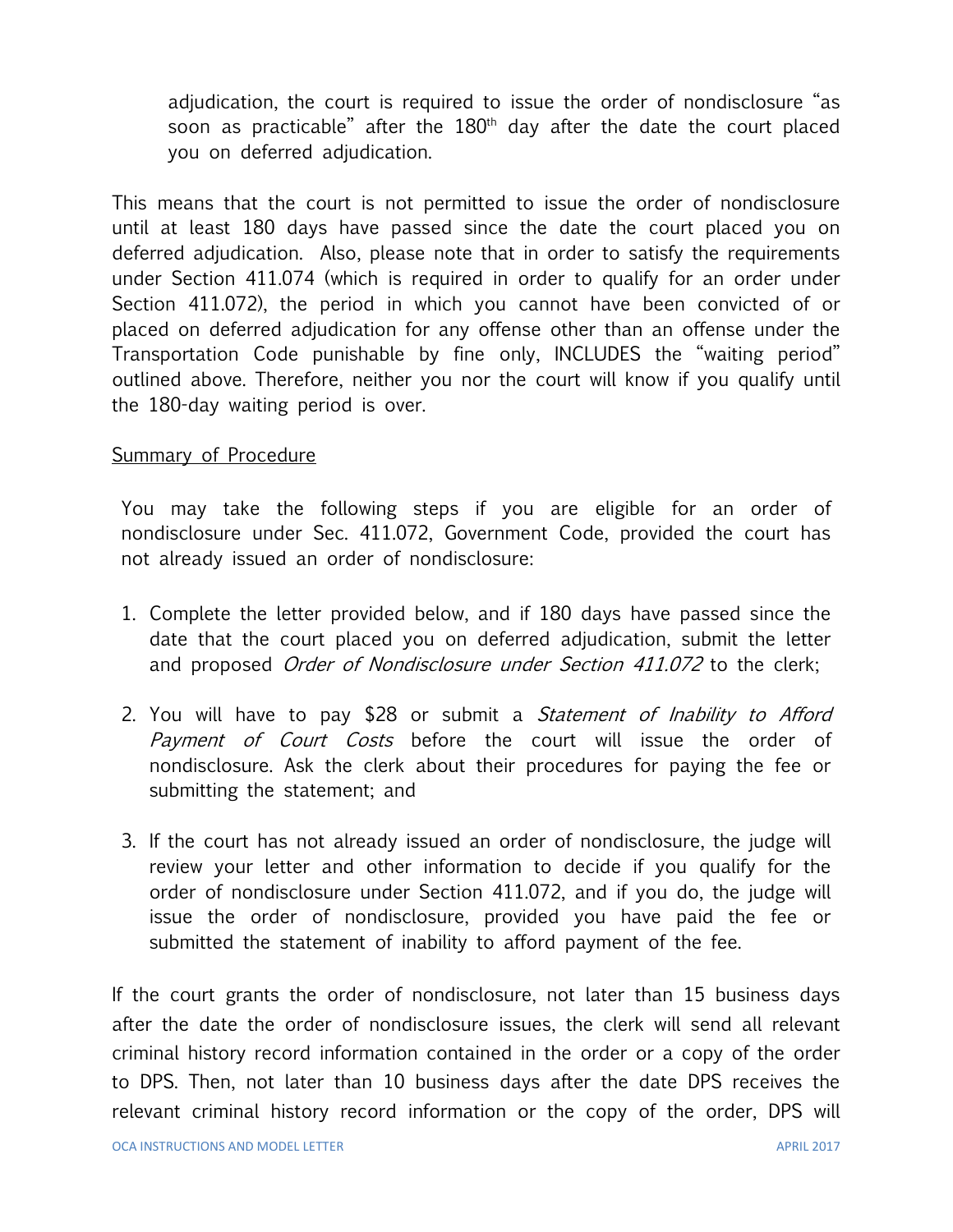adjudication, the court is required to issue the order of nondisclosure "as soon as practicable" after the 180th day after the date the court placed you on deferred adjudication.

This means that the court is not permitted to issue the order of nondisclosure until at least 180 days have passed since the date the court placed you on deferred adjudication. Also, please note that in order to satisfy the requirements under Section 411.074 (which is required in order to qualify for an order under Section 411.072), the period in which you cannot have been convicted of or placed on deferred adjudication for any offense other than an offense under the Transportation Code punishable by fine only, INCLUDES the "waiting period" outlined above. Therefore, neither you nor the court will know if you qualify until the 180-day waiting period is over.

<u>Summary of Procedure</u>

You may take the following steps if you are eligible for an order of nondisclosure under Sec. 411.072, Government Code, provided the court has not already issued an order of nondisclosure:

1. Complete the letter provided below, and if 180 days have passed since the date that the court placed you on deferred adjudication, submit the letter and proposed *Order of Nondisclosure under Section 411.072* to the clerk;

2. You will have to pay $28 or submit a *Statement of Inability to Afford Payment of Court Costs* before the court will issue the order of nondisclosure. Ask the clerk about their procedures for paying the fee or submitting the statement; and

3. If the court has not already issued an order of nondisclosure, the judge will review your letter and other information to decide if you qualify for the order of nondisclosure under Section 411.072, and if you do, the judge will issue the order of nondisclosure, provided you have paid the fee or submitted the statement of inability to afford payment of the fee.

If the court grants the order of nondisclosure, not later than 15 business days after the date the order of nondisclosure issues, the clerk will send all relevant criminal history record information contained in the order or a copy of the order to DPS. Then, not later than 10 business days after the date DPS receives the relevant criminal history record information or the copy of the order, DPS will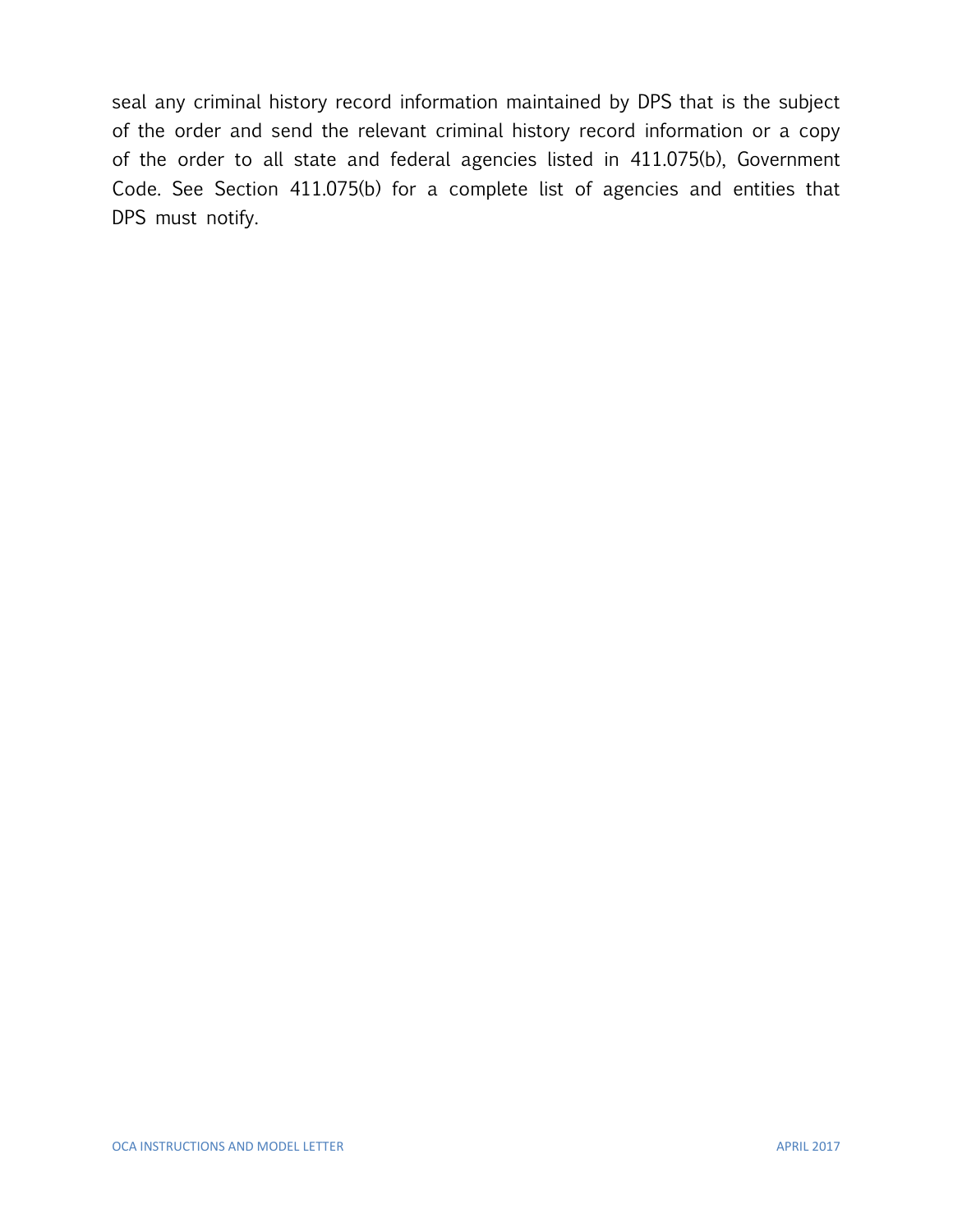seal any criminal history record information maintained by DPS that is the subject of the order and send the relevant criminal history record information or a copy of the order to all state and federal agencies listed in 411.075(b), Government Code. See Section 411.075(b) for a complete list of agencies and entities that DPS must notify.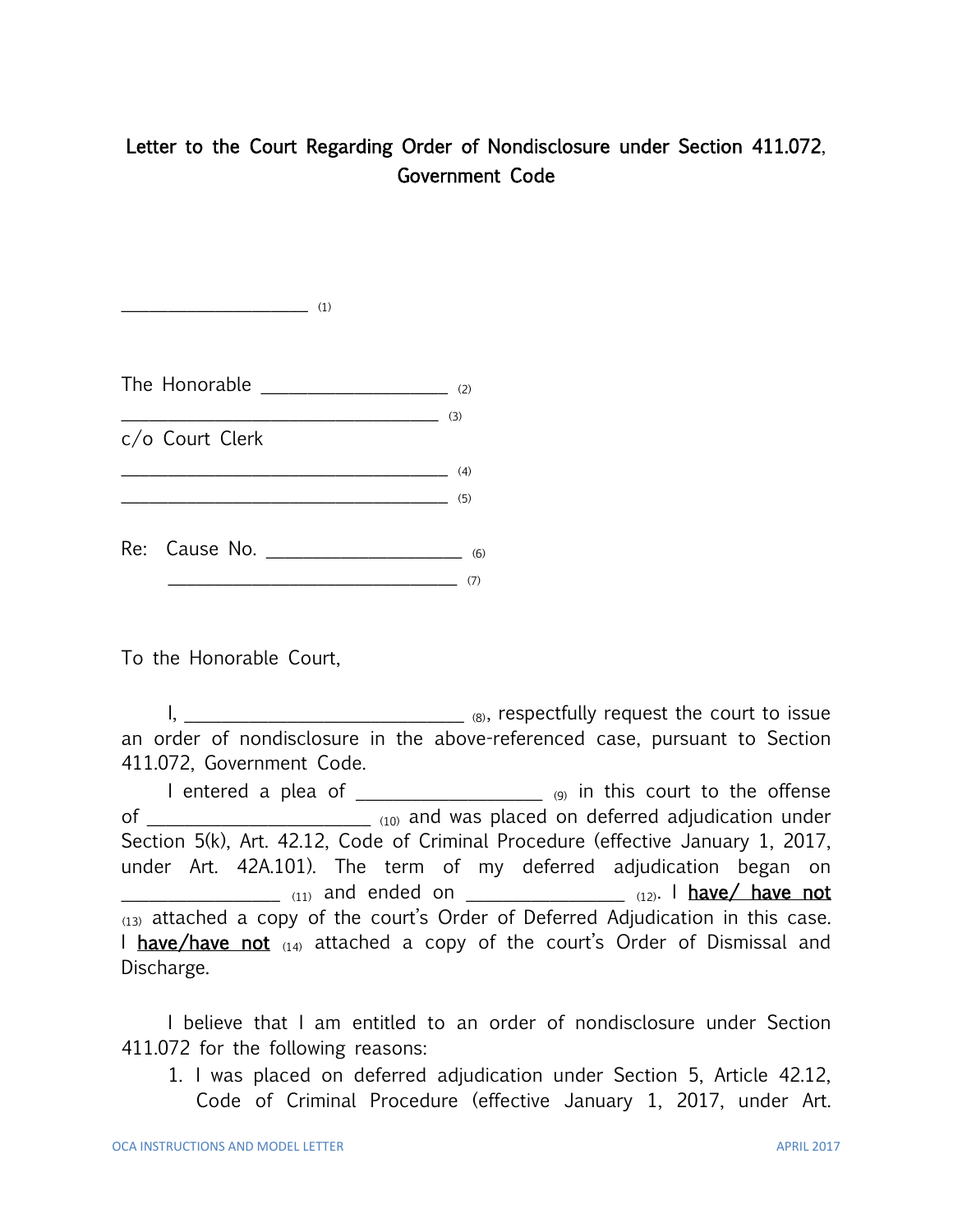**Letter to the Court Regarding Order of Nondisclosure under Section 411.072, Government Code**

____________________ (1)

The Honorable __________________ (2)

______________________________ (3)

c/o Court Clerk

________________________________ (4)

________________________________ (5)

Re: Cause No. __________________ (6)

______________________________ (7)

To the Honorable Court,

I, __________________________ (8), respectfully request the court to issue an order of nondisclosure in the above-referenced case, pursuant to Section 411.072, Government Code.

I entered a plea of ________________ (9) in this court to the offense of ____________________ (10) and was placed on deferred adjudication under Section 5(k), Art. 42.12, Code of Criminal Procedure (effective January 1, 2017, under Art. 42A.101). The term of my deferred adjudication began on ______________ (11) and ended on ______________ (12). I <u>have/ have not</u> (13) attached a copy of the court's Order of Deferred Adjudication in this case. I <u>have/have not</u> (14) attached a copy of the court's Order of Dismissal and Discharge.

I believe that I am entitled to an order of nondisclosure under Section 411.072 for the following reasons:

1. I was placed on deferred adjudication under Section 5, Article 42.12, Code of Criminal Procedure (effective January 1, 2017, under Art.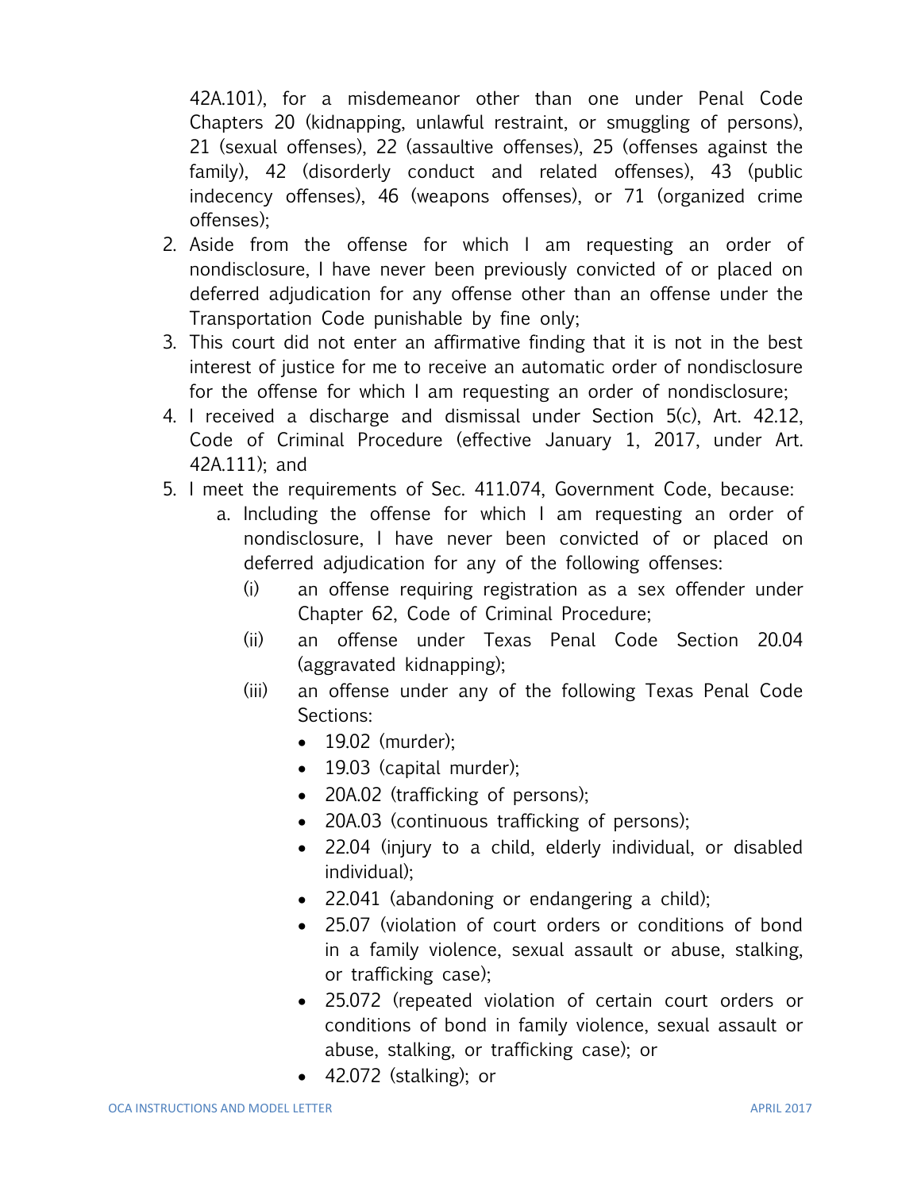42A.101), for a misdemeanor other than one under Penal Code Chapters 20 (kidnapping, unlawful restraint, or smuggling of persons), 21 (sexual offenses), 22 (assaultive offenses), 25 (offenses against the family), 42 (disorderly conduct and related offenses), 43 (public indecency offenses), 46 (weapons offenses), or 71 (organized crime offenses);

2. Aside from the offense for which I am requesting an order of nondisclosure, I have never been previously convicted of or placed on deferred adjudication for any offense other than an offense under the Transportation Code punishable by fine only;
3. This court did not enter an affirmative finding that it is not in the best interest of justice for me to receive an automatic order of nondisclosure for the offense for which I am requesting an order of nondisclosure;
4. I received a discharge and dismissal under Section 5(c), Art. 42.12, Code of Criminal Procedure (effective January 1, 2017, under Art. 42A.111); and
5. I meet the requirements of Sec. 411.074, Government Code, because:
   a. Including the offense for which I am requesting an order of nondisclosure, I have never been convicted of or placed on deferred adjudication for any of the following offenses:
      (i) an offense requiring registration as a sex offender under Chapter 62, Code of Criminal Procedure;
      (ii) an offense under Texas Penal Code Section 20.04 (aggravated kidnapping);
      (iii) an offense under any of the following Texas Penal Code Sections:
         - 19.02 (murder);
         - 19.03 (capital murder);
         - 20A.02 (trafficking of persons);
         - 20A.03 (continuous trafficking of persons);
         - 22.04 (injury to a child, elderly individual, or disabled individual);
         - 22.041 (abandoning or endangering a child);
         - 25.07 (violation of court orders or conditions of bond in a family violence, sexual assault or abuse, stalking, or trafficking case);
         - 25.072 (repeated violation of certain court orders or conditions of bond in family violence, sexual assault or abuse, stalking, or trafficking case); or
         - 42.072 (stalking); or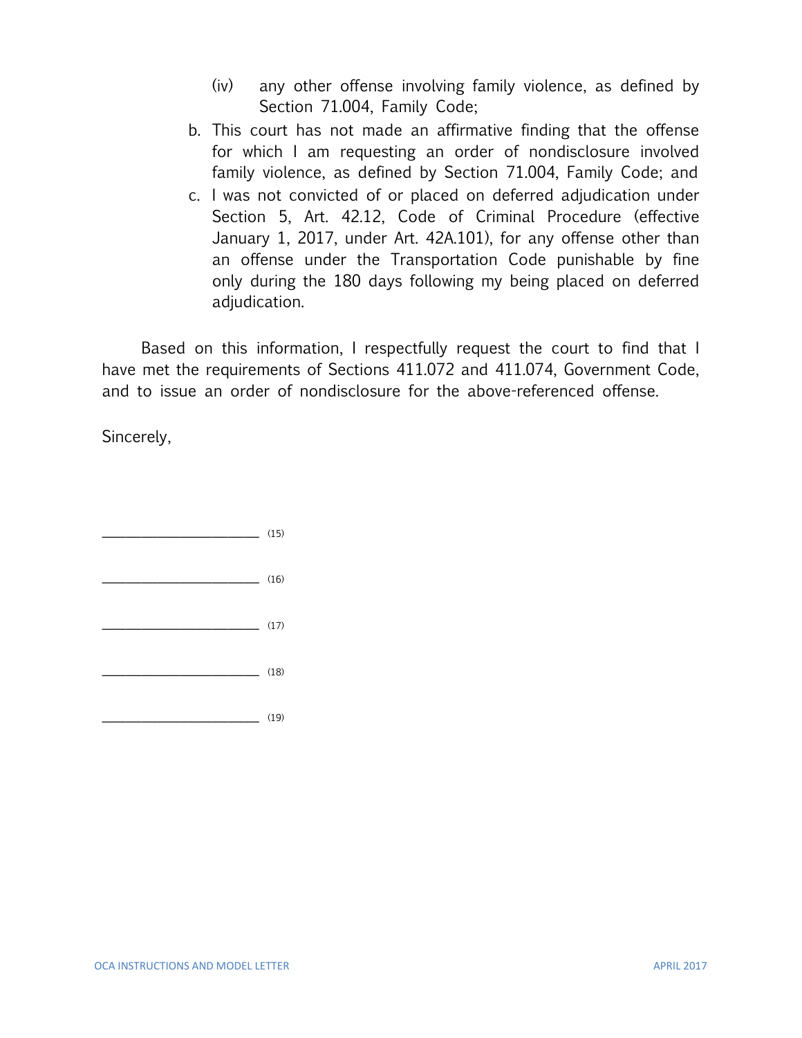(iv) any other offense involving family violence, as defined by Section 71.004, Family Code;

b. This court has not made an affirmative finding that the offense for which I am requesting an order of nondisclosure involved family violence, as defined by Section 71.004, Family Code; and

c. I was not convicted of or placed on deferred adjudication under Section 5, Art. 42.12, Code of Criminal Procedure (effective January 1, 2017, under Art. 42A.101), for any offense other than an offense under the Transportation Code punishable by fine only during the 180 days following my being placed on deferred adjudication.

Based on this information, I respectfully request the court to find that I have met the requirements of Sections 411.072 and 411.074, Government Code, and to issue an order of nondisclosure for the above-referenced offense.

Sincerely,

______________________ (15)

______________________ (16)

______________________ (17)

______________________ (18)

______________________ (19)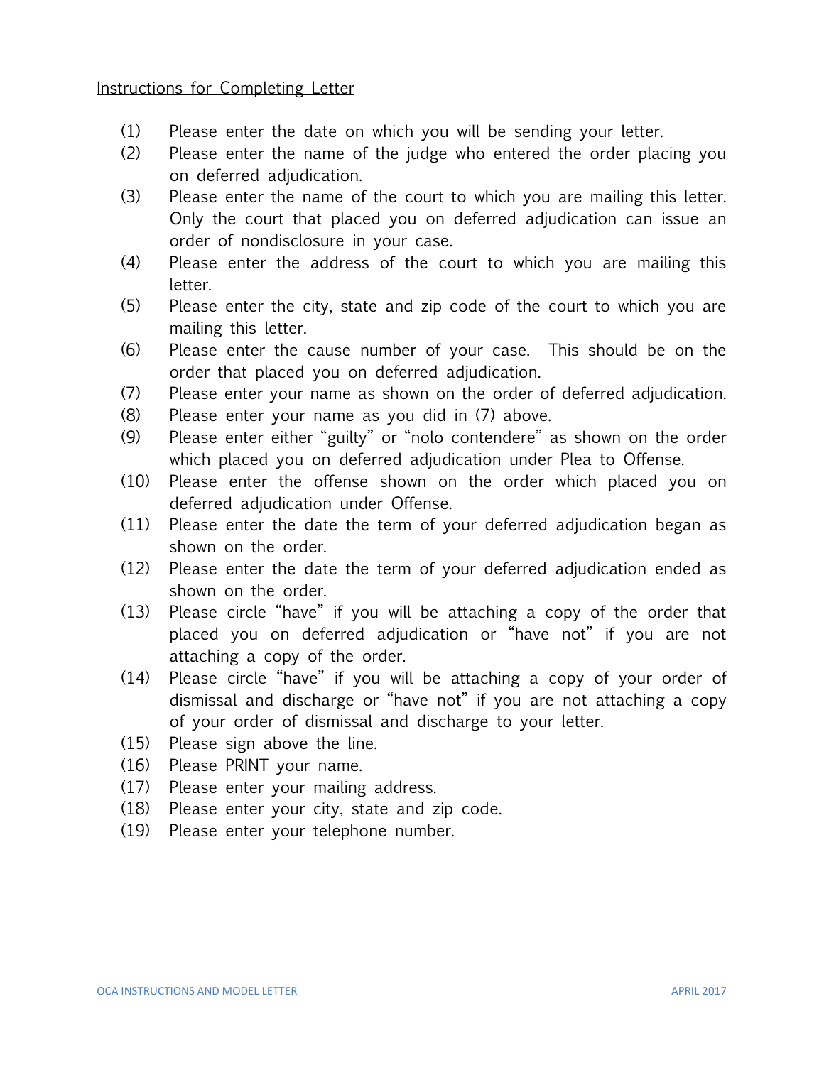Instructions for Completing Letter

(1) Please enter the date on which you will be sending your letter.

(2) Please enter the name of the judge who entered the order placing you on deferred adjudication.

(3) Please enter the name of the court to which you are mailing this letter. Only the court that placed you on deferred adjudication can issue an order of nondisclosure in your case.

(4) Please enter the address of the court to which you are mailing this letter.

(5) Please enter the city, state and zip code of the court to which you are mailing this letter.

(6) Please enter the cause number of your case. This should be on the order that placed you on deferred adjudication.

(7) Please enter your name as shown on the order of deferred adjudication.

(8) Please enter your name as you did in (7) above.

(9) Please enter either "guilty" or "nolo contendere" as shown on the order which placed you on deferred adjudication under Plea to Offense.

(10) Please enter the offense shown on the order which placed you on deferred adjudication under Offense.

(11) Please enter the date the term of your deferred adjudication began as shown on the order.

(12) Please enter the date the term of your deferred adjudication ended as shown on the order.

(13) Please circle "have" if you will be attaching a copy of the order that placed you on deferred adjudication or "have not" if you are not attaching a copy of the order.

(14) Please circle "have" if you will be attaching a copy of your order of dismissal and discharge or "have not" if you are not attaching a copy of your order of dismissal and discharge to your letter.

(15) Please sign above the line.

(16) Please PRINT your name.

(17) Please enter your mailing address.

(18) Please enter your city, state and zip code.

(19) Please enter your telephone number.